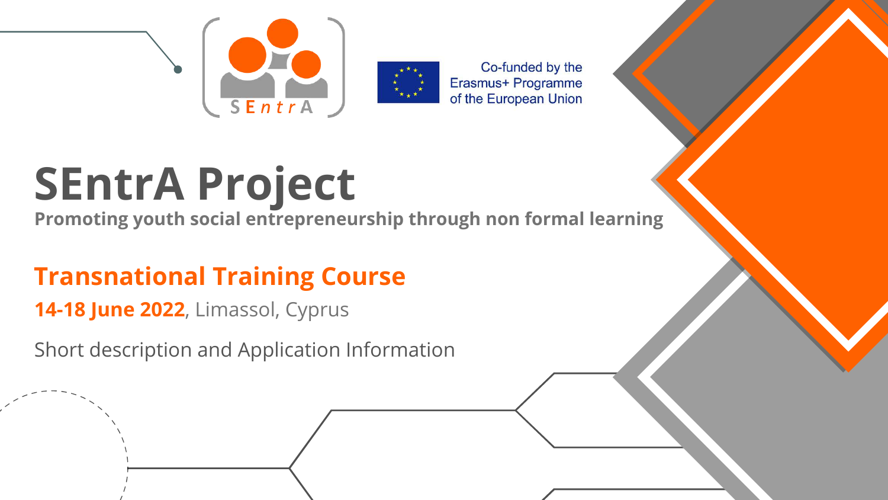SEntrA

Co-funded by the Erasmus+ Programme of the European Union

# SEntrA Project

**Promoting youth social entrepreneurship through non formal learning**

## Transnational Training Course

**14-18 June 2022**, Limassol, Cyprus

Short description and Application Information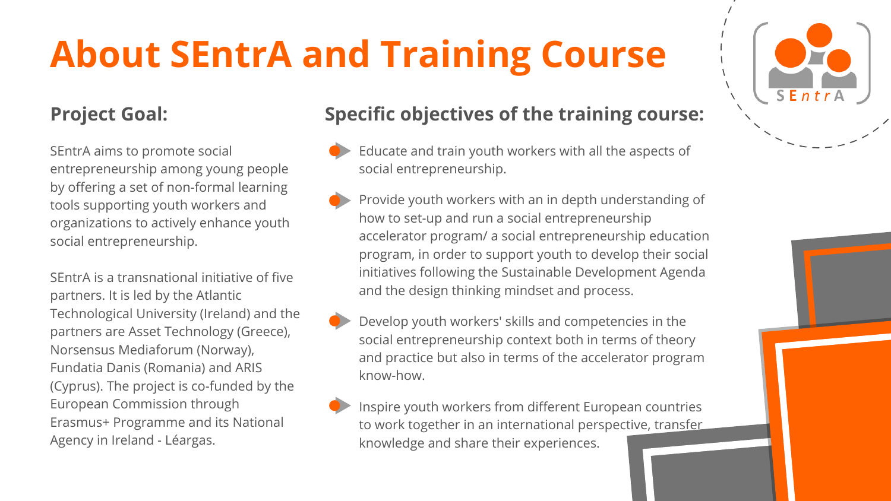# About SEntrA and Training Course

## Project Goal:

SEntrA aims to promote social entrepreneurship among young people by offering a set of non-formal learning tools supporting youth workers and organizations to actively enhance youth social entrepreneurship.

SEntrA is a transnational initiative of five partners. It is led by the Atlantic Technological University (Ireland) and the partners are Asset Technology (Greece), Norsensus Mediaforum (Norway), Fundatia Danis (Romania) and ARIS (Cyprus). The project is co-funded by the European Commission through Erasmus+ Programme and its National Agency in Ireland - Léargas.

## Specific objectives of the training course:

- Educate and train youth workers with all the aspects of social entrepreneurship.
- Provide youth workers with an in depth understanding of how to set-up and run a social entrepreneurship accelerator program/ a social entrepreneurship education program, in order to support youth to develop their social initiatives following the Sustainable Development Agenda and the design thinking mindset and process.
- Develop youth workers' skills and competencies in the social entrepreneurship context both in terms of theory and practice but also in terms of the accelerator program know-how.
- Inspire youth workers from different European countries to work together in an international perspective, transfer knowledge and share their experiences.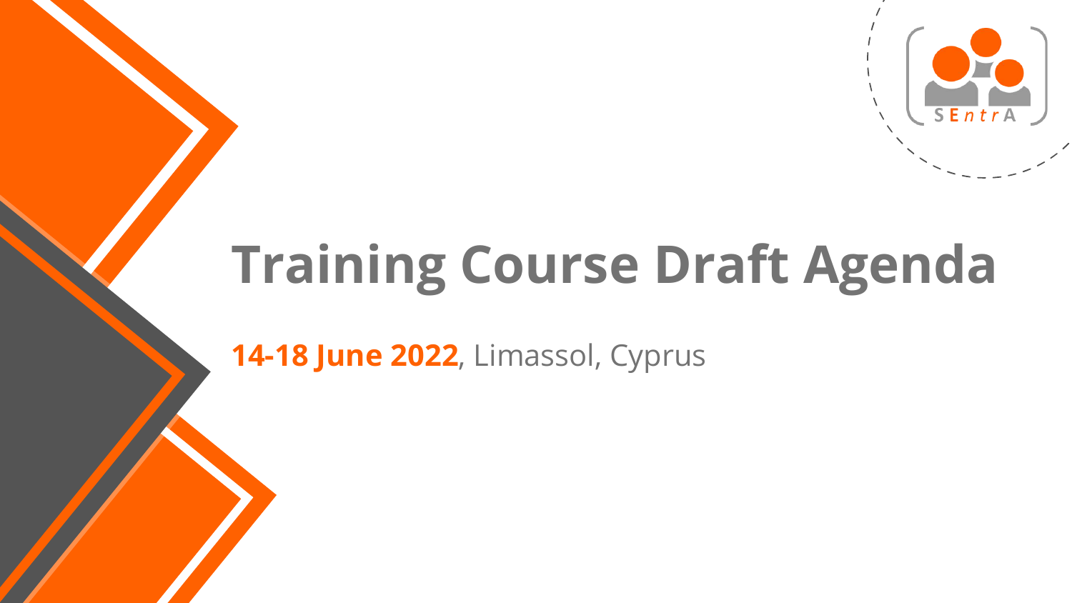# Training Course Draft Agenda

**14-18 June 2022**, Limassol, Cyprus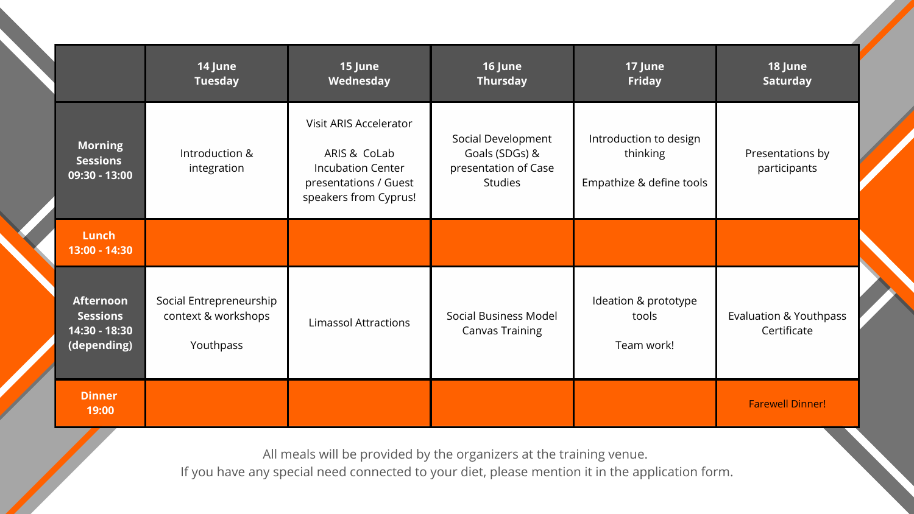| | 14 June Tuesday | 15 June Wednesday | 16 June Thursday | 17 June Friday | 18 June Saturday |
|---|---|---|---|---|---|
| **Morning Sessions 09:30 - 13:00** | Introduction & integration | Visit ARIS Accelerator<br><br>ARIS & CoLab Incubation Center presentations / Guest speakers from Cyprus! | Social Development Goals (SDGs) & presentation of Case Studies | Introduction to design thinking<br><br>Empathize & define tools | Presentations by participants |
| **Lunch 13:00 - 14:30** | | | | | |
| **Afternoon Sessions 14:30 - 18:30 (depending)** | Social Entrepreneurship context & workshops<br><br>Youthpass | Limassol Attractions | Social Business Model Canvas Training | Ideation & prototype tools<br><br>Team work! | Evaluation & Youthpass Certificate |
| **Dinner 19:00** | | | | | Farewell Dinner! |

All meals will be provided by the organizers at the training venue.
If you have any special need connected to your diet, please mention it in the application form.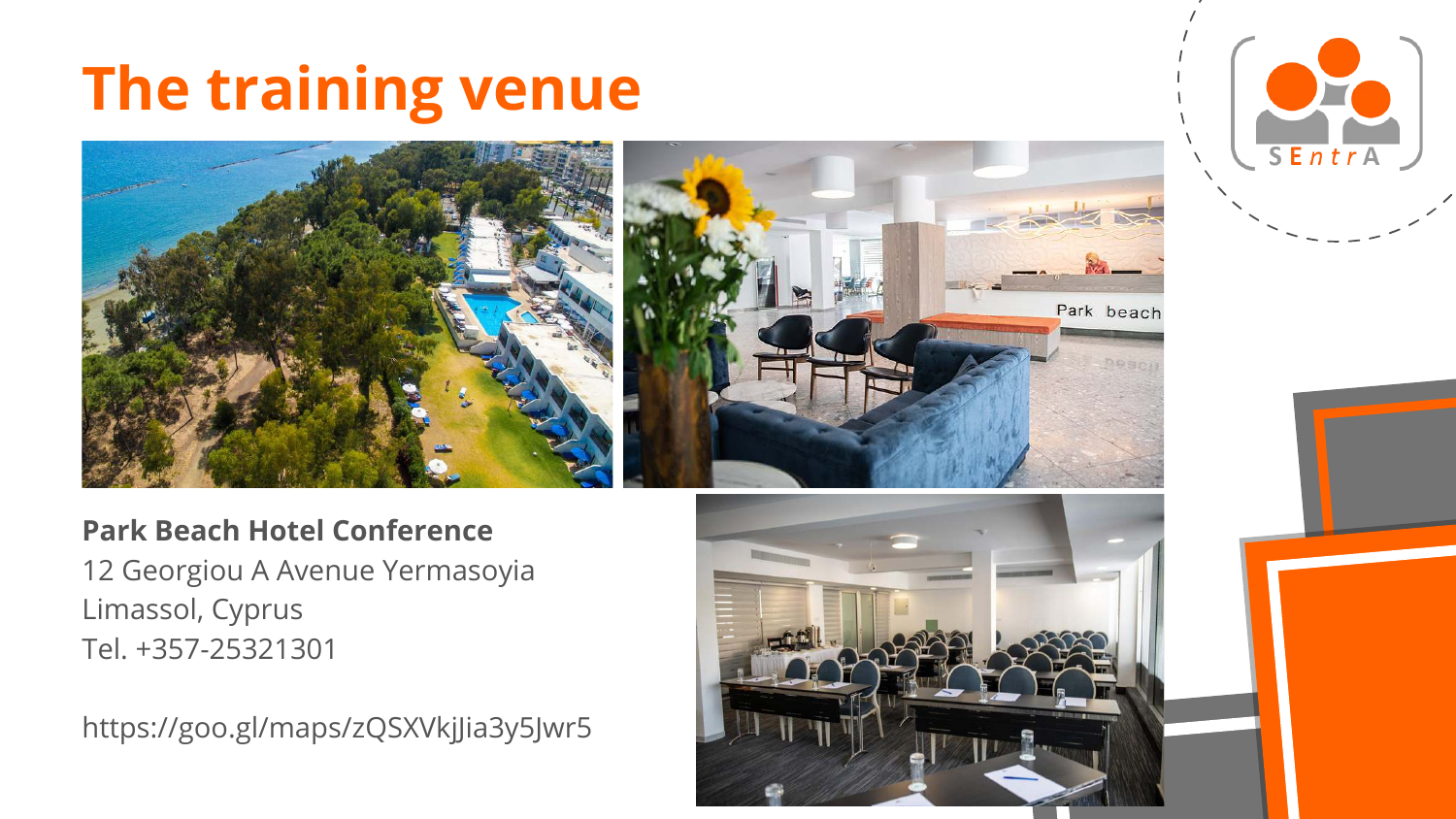# The training venue

**Park Beach Hotel Conference**
12 Georgiou A Avenue Yermasoyia
Limassol, Cyprus
Tel. +357-25321301

https://goo.gl/maps/zQSXVkjJia3y5Jwr5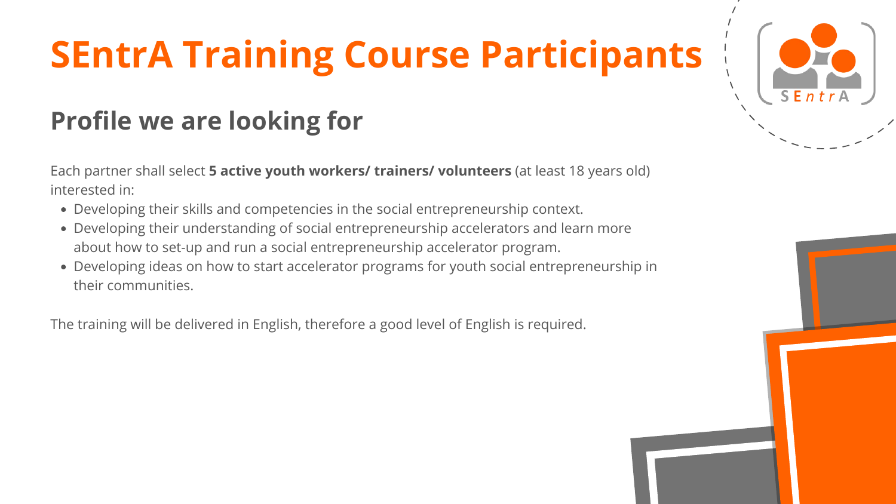# SEntrA Training Course Participants

## Profile we are looking for

Each partner shall select **5 active youth workers/ trainers/ volunteers** (at least 18 years old) interested in:

- Developing their skills and competencies in the social entrepreneurship context.
- Developing their understanding of social entrepreneurship accelerators and learn more about how to set-up and run a social entrepreneurship accelerator program.
- Developing ideas on how to start accelerator programs for youth social entrepreneurship in their communities.

The training will be delivered in English, therefore a good level of English is required.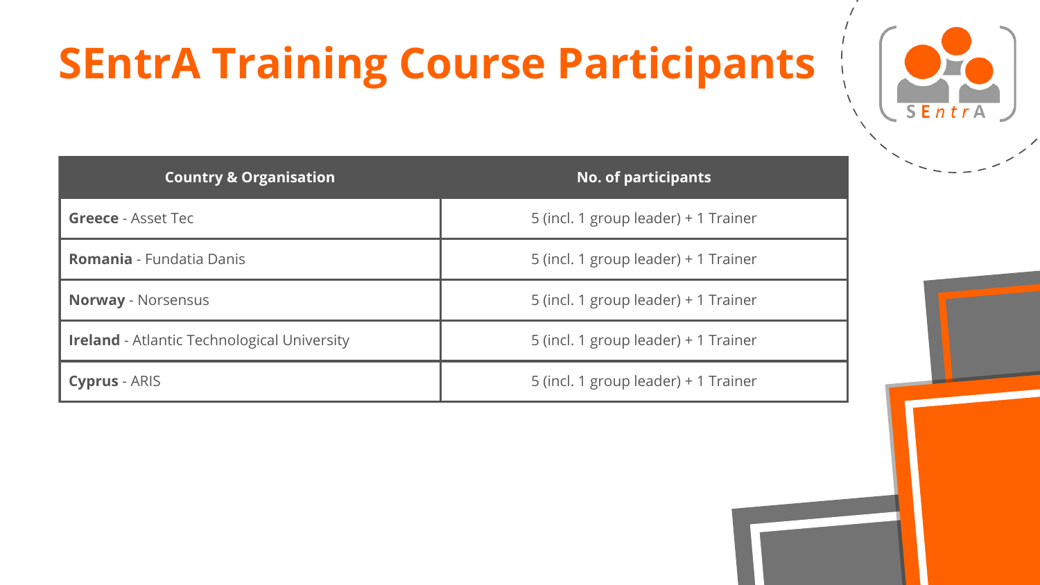# SEntrA Training Course Participants

| Country & Organisation | No. of participants |
|---|---|
| **Greece** - Asset Tec | 5 (incl. 1 group leader) + 1 Trainer |
| **Romania** - Fundatia Danis | 5 (incl. 1 group leader) + 1 Trainer |
| **Norway** - Norsensus | 5 (incl. 1 group leader) + 1 Trainer |
| **Ireland** - Atlantic Technological University | 5 (incl. 1 group leader) + 1 Trainer |
| **Cyprus** - ARIS | 5 (incl. 1 group leader) + 1 Trainer |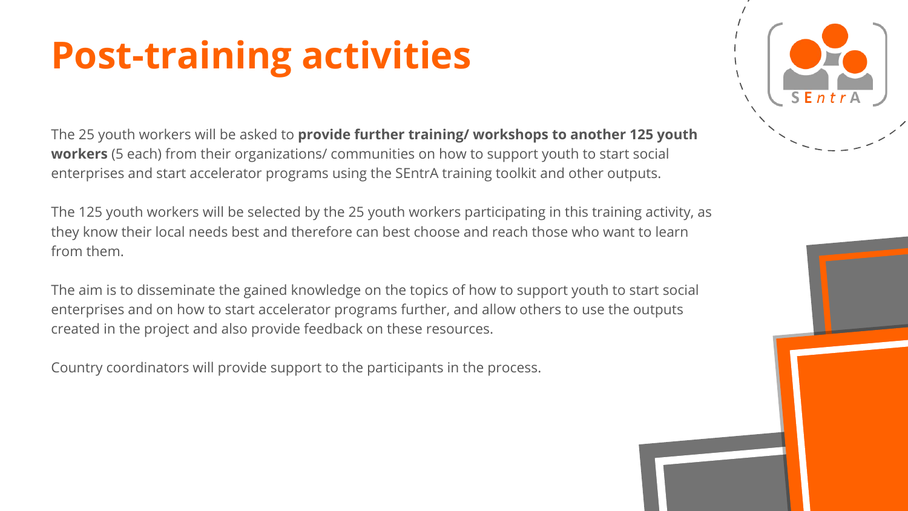# Post-training activities

The 25 youth workers will be asked to **provide further training/ workshops to another 125 youth workers** (5 each) from their organizations/ communities on how to support youth to start social enterprises and start accelerator programs using the SEntrA training toolkit and other outputs.

The 125 youth workers will be selected by the 25 youth workers participating in this training activity, as they know their local needs best and therefore can best choose and reach those who want to learn from them.

The aim is to disseminate the gained knowledge on the topics of how to support youth to start social enterprises and on how to start accelerator programs further, and allow others to use the outputs created in the project and also provide feedback on these resources.

Country coordinators will provide support to the participants in the process.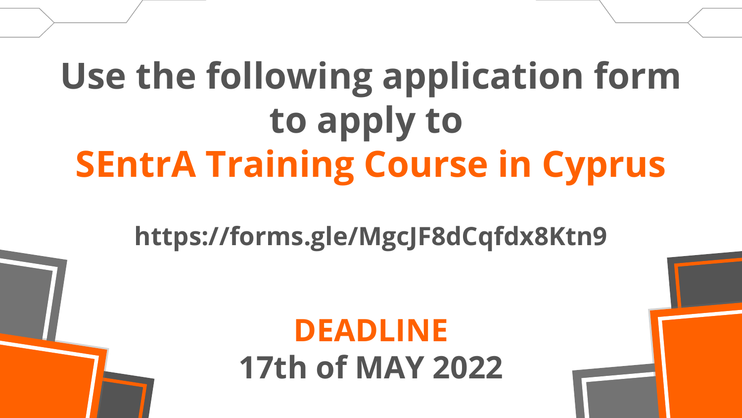# Use the following application form to apply to SEntrA Training Course in Cyprus

**https://forms.gle/MgcJF8dCqfdx8Ktn9**

## DEADLINE

## 17th of MAY 2022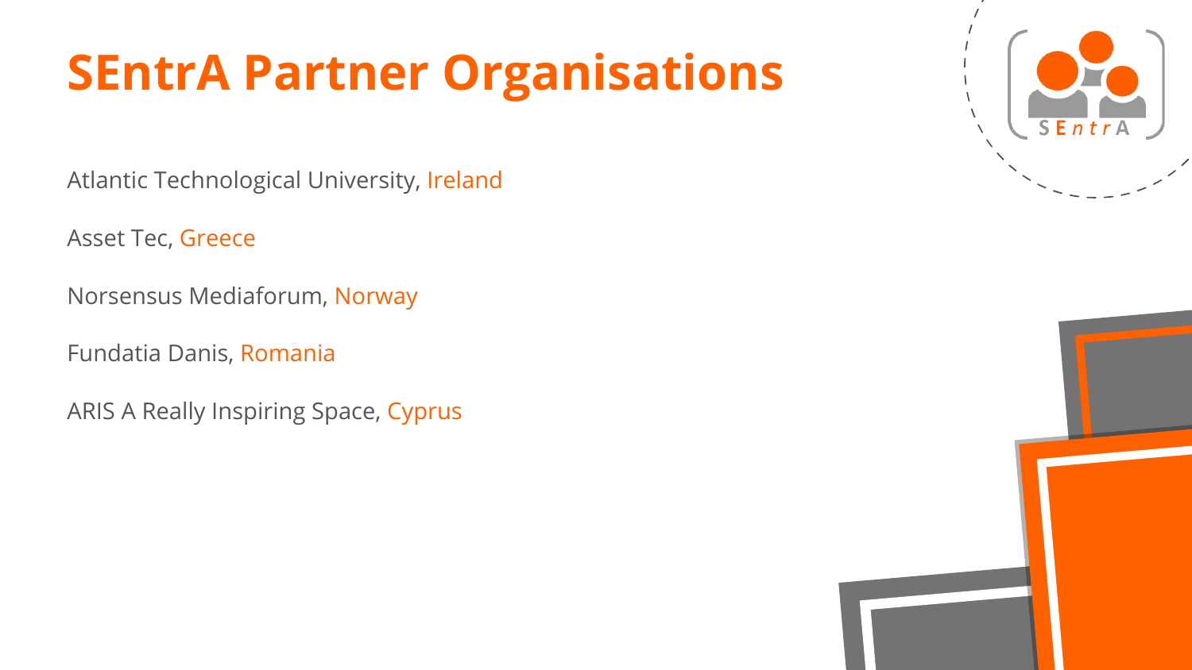# SEntrA Partner Organisations

Atlantic Technological University, Ireland

Asset Tec, Greece

Norsensus Mediaforum, Norway

Fundatia Danis, Romania

ARIS A Really Inspiring Space, Cyprus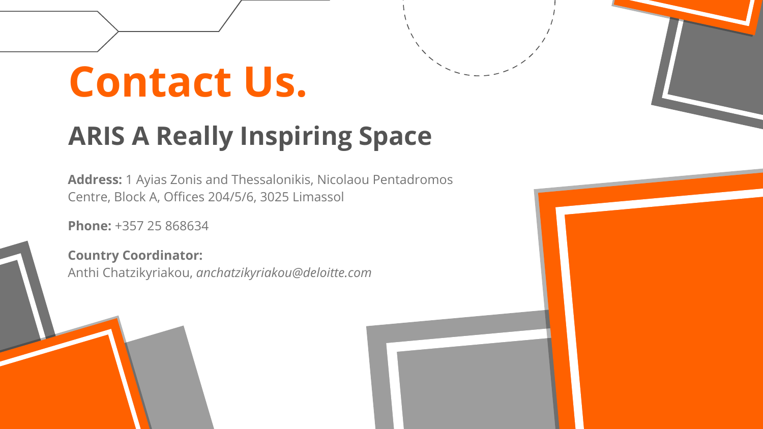# Contact Us.

## ARIS A Really Inspiring Space

**Address:** 1 Ayias Zonis and Thessalonikis, Nicolaou Pentadromos Centre, Block A, Offices 204/5/6, 3025 Limassol

**Phone:** +357 25 868634

**Country Coordinator:**
Anthi Chatzikyriakou, *anchatzikyriakou@deloitte.com*